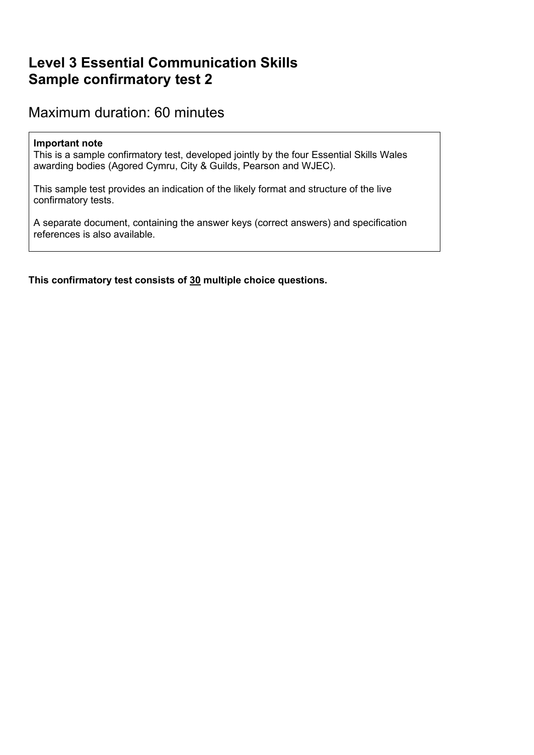# Level 3 Essential Communication Skills
# Sample confirmatory test 2

## Maximum duration: 60 minutes

**Important note**
This is a sample confirmatory test, developed jointly by the four Essential Skills Wales awarding bodies (Agored Cymru, City & Guilds, Pearson and WJEC).

This sample test provides an indication of the likely format and structure of the live confirmatory tests.

A separate document, containing the answer keys (correct answers) and specification references is also available.

**This confirmatory test consists of <u>30</u> multiple choice questions.**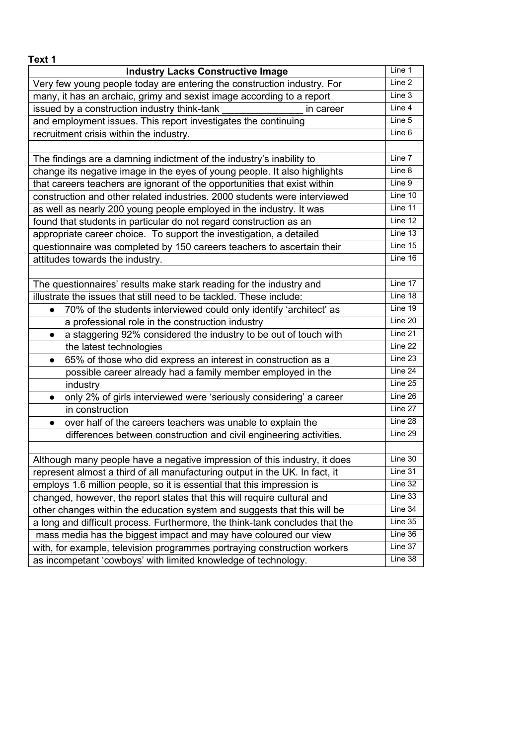**Text 1**

| | |
|---|---|
| **Industry Lacks Constructive Image** | Line 1 |
| Very few young people today are entering the construction industry. For | Line 2 |
| many, it has an archaic, grimy and sexist image according to a report | Line 3 |
| issued by a construction industry think-tank _______________ in career | Line 4 |
| and employment issues. This report investigates the continuing | Line 5 |
| recruitment crisis within the industry. | Line 6 |
| | |
| The findings are a damning indictment of the industry's inability to | Line 7 |
| change its negative image in the eyes of young people. It also highlights | Line 8 |
| that careers teachers are ignorant of the opportunities that exist within | Line 9 |
| construction and other related industries. 2000 students were interviewed | Line 10 |
| as well as nearly 200 young people employed in the industry. It was | Line 11 |
| found that students in particular do not regard construction as an | Line 12 |
| appropriate career choice. To support the investigation, a detailed | Line 13 |
| questionnaire was completed by 150 careers teachers to ascertain their | Line 15 |
| attitudes towards the industry. | Line 16 |
| | |
| The questionnaires' results make stark reading for the industry and | Line 17 |
| illustrate the issues that still need to be tackled. These include: | Line 18 |
| ● 70% of the students interviewed could only identify 'architect' as | Line 19 |
| a professional role in the construction industry | Line 20 |
| ● a staggering 92% considered the industry to be out of touch with | Line 21 |
| the latest technologies | Line 22 |
| ● 65% of those who did express an interest in construction as a | Line 23 |
| possible career already had a family member employed in the | Line 24 |
| industry | Line 25 |
| ● only 2% of girls interviewed were 'seriously considering' a career | Line 26 |
| in construction | Line 27 |
| ● over half of the careers teachers was unable to explain the | Line 28 |
| differences between construction and civil engineering activities. | Line 29 |
| | |
| Although many people have a negative impression of this industry, it does | Line 30 |
| represent almost a third of all manufacturing output in the UK. In fact, it | Line 31 |
| employs 1.6 million people, so it is essential that this impression is | Line 32 |
| changed, however, the report states that this will require cultural and | Line 33 |
| other changes within the education system and suggests that this will be | Line 34 |
| a long and difficult process. Furthermore, the think-tank concludes that the | Line 35 |
| mass media has the biggest impact and may have coloured our view | Line 36 |
| with, for example, television programmes portraying construction workers | Line 37 |
| as incompetant 'cowboys' with limited knowledge of technology. | Line 38 |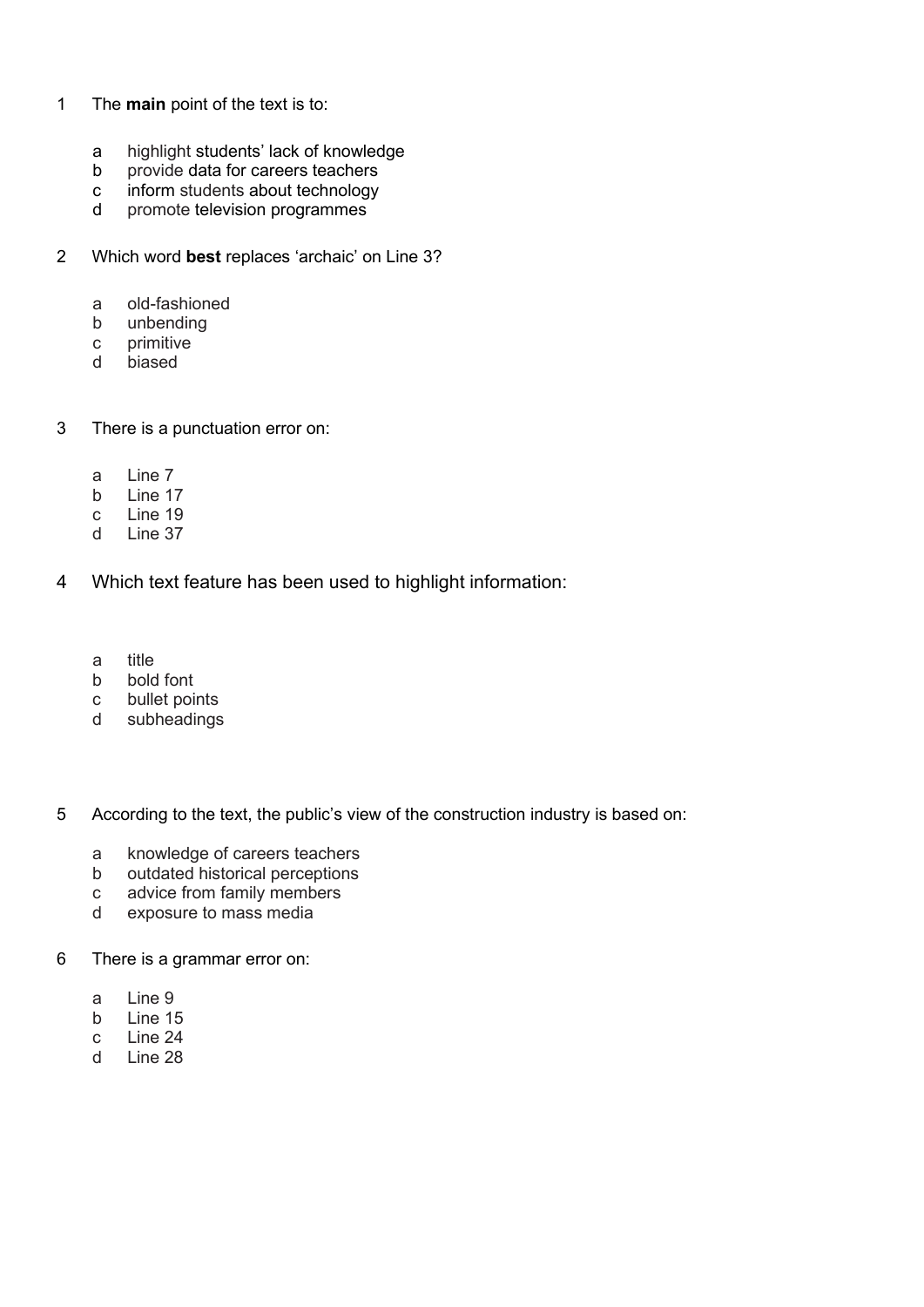1 The **main** point of the text is to:

a highlight students' lack of knowledge
b provide data for careers teachers
c inform students about technology
d promote television programmes

2 Which word **best** replaces 'archaic' on Line 3?

a old-fashioned
b unbending
c primitive
d biased

3 There is a punctuation error on:

a Line 7
b Line 17
c Line 19
d Line 37

4 Which text feature has been used to highlight information:

a title
b bold font
c bullet points
d subheadings

5 According to the text, the public's view of the construction industry is based on:

a knowledge of careers teachers
b outdated historical perceptions
c advice from family members
d exposure to mass media

6 There is a grammar error on:

a Line 9
b Line 15
c Line 24
d Line 28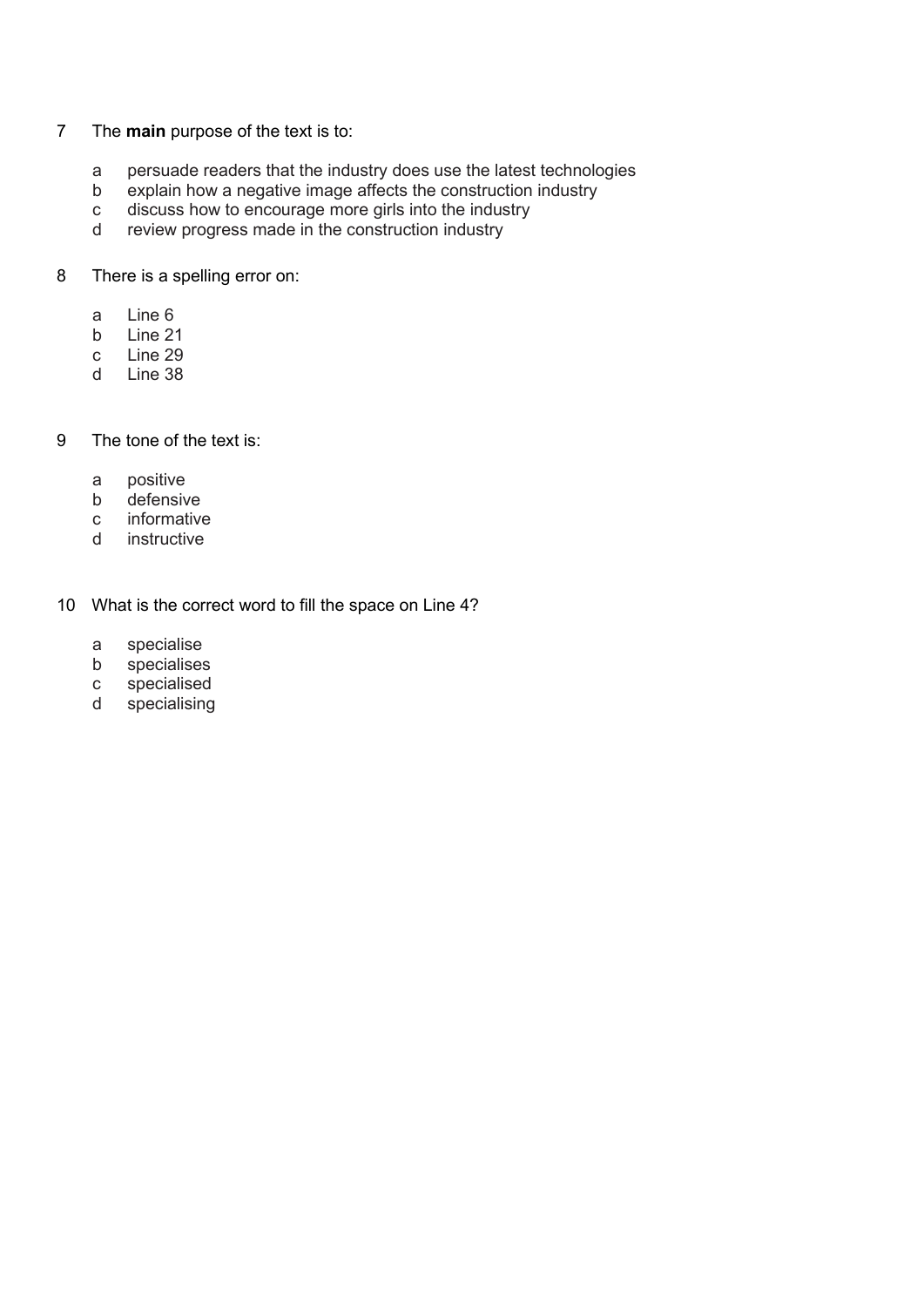7 The **main** purpose of the text is to:

a persuade readers that the industry does use the latest technologies
b explain how a negative image affects the construction industry
c discuss how to encourage more girls into the industry
d review progress made in the construction industry

8 There is a spelling error on:

a Line 6
b Line 21
c Line 29
d Line 38

9 The tone of the text is:

a positive
b defensive
c informative
d instructive

10 What is the correct word to fill the space on Line 4?

a specialise
b specialises
c specialised
d specialising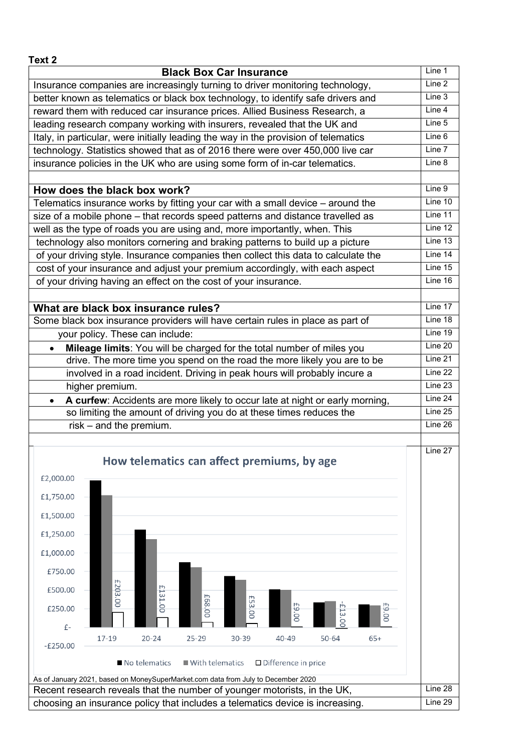**Text 2**

| | |
|---|---|
| **Black Box Car Insurance** | Line 1 |
| Insurance companies are increasingly turning to driver monitoring technology, | Line 2 |
| better known as telematics or black box technology, to identify safe drivers and | Line 3 |
| reward them with reduced car insurance prices. Allied Business Research, a | Line 4 |
| leading research company working with insurers, revealed that the UK and | Line 5 |
| Italy, in particular, were initially leading the way in the provision of telematics | Line 6 |
| technology. Statistics showed that as of 2016 there were over 450,000 live car | Line 7 |
| insurance policies in the UK who are using some form of in-car telematics. | Line 8 |
| | |
| **How does the black box work?** | Line 9 |
| Telematics insurance works by fitting your car with a small device – around the | Line 10 |
| size of a mobile phone – that records speed patterns and distance travelled as | Line 11 |
| well as the type of roads you are using and, more importantly, when. This | Line 12 |
| technology also monitors cornering and braking patterns to build up a picture | Line 13 |
| of your driving style. Insurance companies then collect this data to calculate the | Line 14 |
| cost of your insurance and adjust your premium accordingly, with each aspect | Line 15 |
| of your driving having an effect on the cost of your insurance. | Line 16 |
| | |
| **What are black box insurance rules?** | Line 17 |
| Some black box insurance providers will have certain rules in place as part of | Line 18 |
| your policy. These can include: | Line 19 |
| • **Mileage limits**: You will be charged for the total number of miles you | Line 20 |
| drive. The more time you spend on the road the more likely you are to be | Line 21 |
| involved in a road incident. Driving in peak hours will probably incure a | Line 22 |
| higher premium. | Line 23 |
| • **A curfew**: Accidents are more likely to occur late at night or early morning, | Line 24 |
| so limiting the amount of driving you do at these times reduces the | Line 25 |
| risk – and the premium. | Line 26 |
| | |
| [chart] | Line 27 |
| Recent research reveals that the number of younger motorists, in the UK, | Line 28 |
| choosing an insurance policy that includes a telematics device is increasing. | Line 29 |

How telematics can affect premiums, by age

£2,000.00
£1,750.00
£1,500.00
£1,250.00
£1,000.00
£750.00
£500.00
£250.00
£-
-£250.00

17-19: £203.00
20-24: £131.00
25-29: £68.00
30-39: £53.00
40-49: £9.00
50-64: -£13.00
65+: £9.00

No telematics | With telematics | Difference in price

As of January 2021, based on MoneySuperMarket.com data from July to December 2020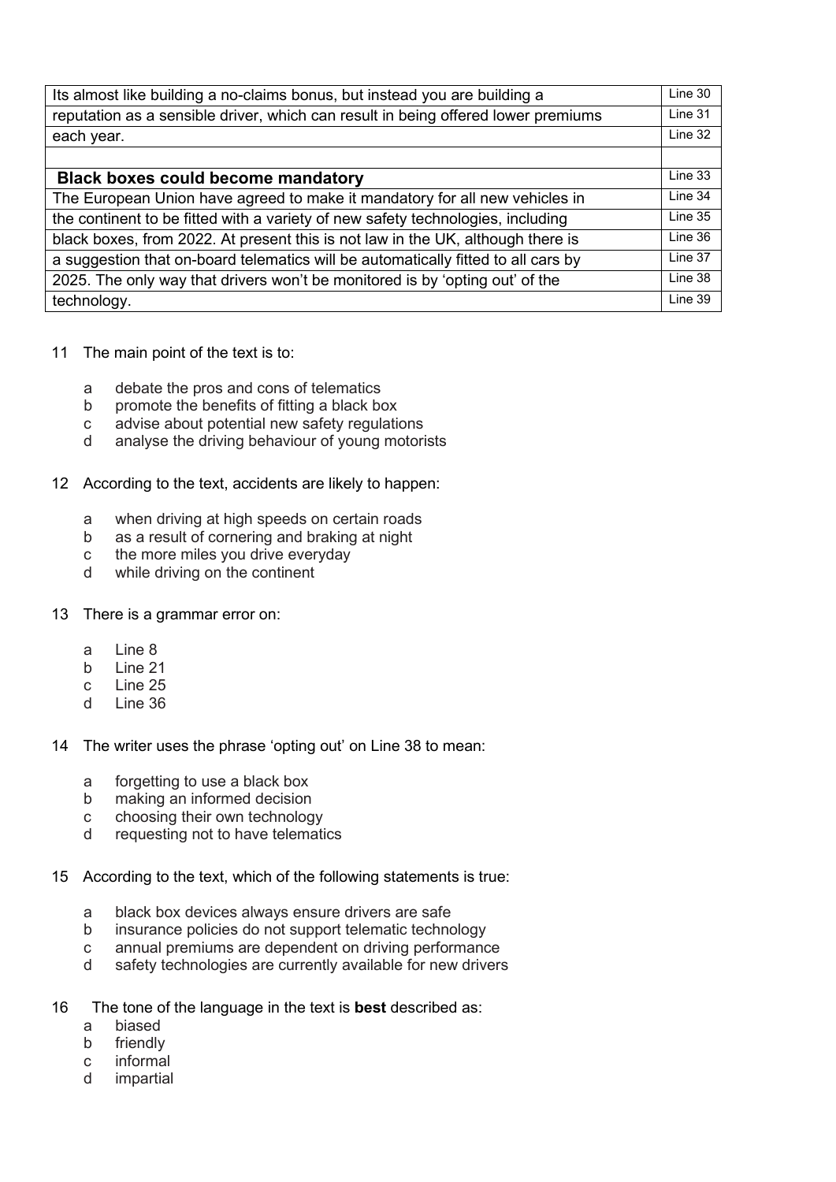| | |
|---|---|
| Its almost like building a no-claims bonus, but instead you are building a | Line 30 |
| reputation as a sensible driver, which can result in being offered lower premiums | Line 31 |
| each year. | Line 32 |
| | |
| **Black boxes could become mandatory** | Line 33 |
| The European Union have agreed to make it mandatory for all new vehicles in | Line 34 |
| the continent to be fitted with a variety of new safety technologies, including | Line 35 |
| black boxes, from 2022. At present this is not law in the UK, although there is | Line 36 |
| a suggestion that on-board telematics will be automatically fitted to all cars by | Line 37 |
| 2025. The only way that drivers won't be monitored is by 'opting out' of the | Line 38 |
| technology. | Line 39 |

11 The main point of the text is to:

- a debate the pros and cons of telematics
- b promote the benefits of fitting a black box
- c advise about potential new safety regulations
- d analyse the driving behaviour of young motorists

12 According to the text, accidents are likely to happen:

- a when driving at high speeds on certain roads
- b as a result of cornering and braking at night
- c the more miles you drive everyday
- d while driving on the continent

13 There is a grammar error on:

- a Line 8
- b Line 21
- c Line 25
- d Line 36

14 The writer uses the phrase 'opting out' on Line 38 to mean:

- a forgetting to use a black box
- b making an informed decision
- c choosing their own technology
- d requesting not to have telematics

15 According to the text, which of the following statements is true:

- a black box devices always ensure drivers are safe
- b insurance policies do not support telematic technology
- c annual premiums are dependent on driving performance
- d safety technologies are currently available for new drivers

16 The tone of the language in the text is **best** described as:

- a biased
- b friendly
- c informal
- d impartial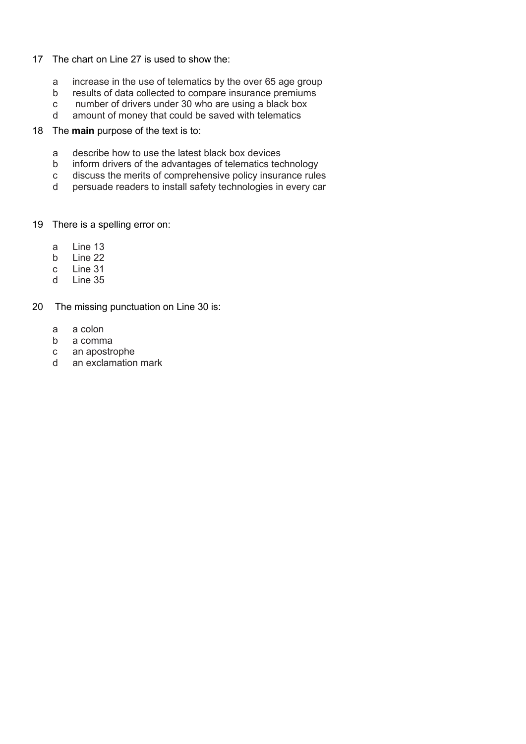17 The chart on Line 27 is used to show the:

a increase in the use of telematics by the over 65 age group
b results of data collected to compare insurance premiums
c number of drivers under 30 who are using a black box
d amount of money that could be saved with telematics

18 The **main** purpose of the text is to:

a describe how to use the latest black box devices
b inform drivers of the advantages of telematics technology
c discuss the merits of comprehensive policy insurance rules
d persuade readers to install safety technologies in every car

19 There is a spelling error on:

a Line 13
b Line 22
c Line 31
d Line 35

20 The missing punctuation on Line 30 is:

a a colon
b a comma
c an apostrophe
d an exclamation mark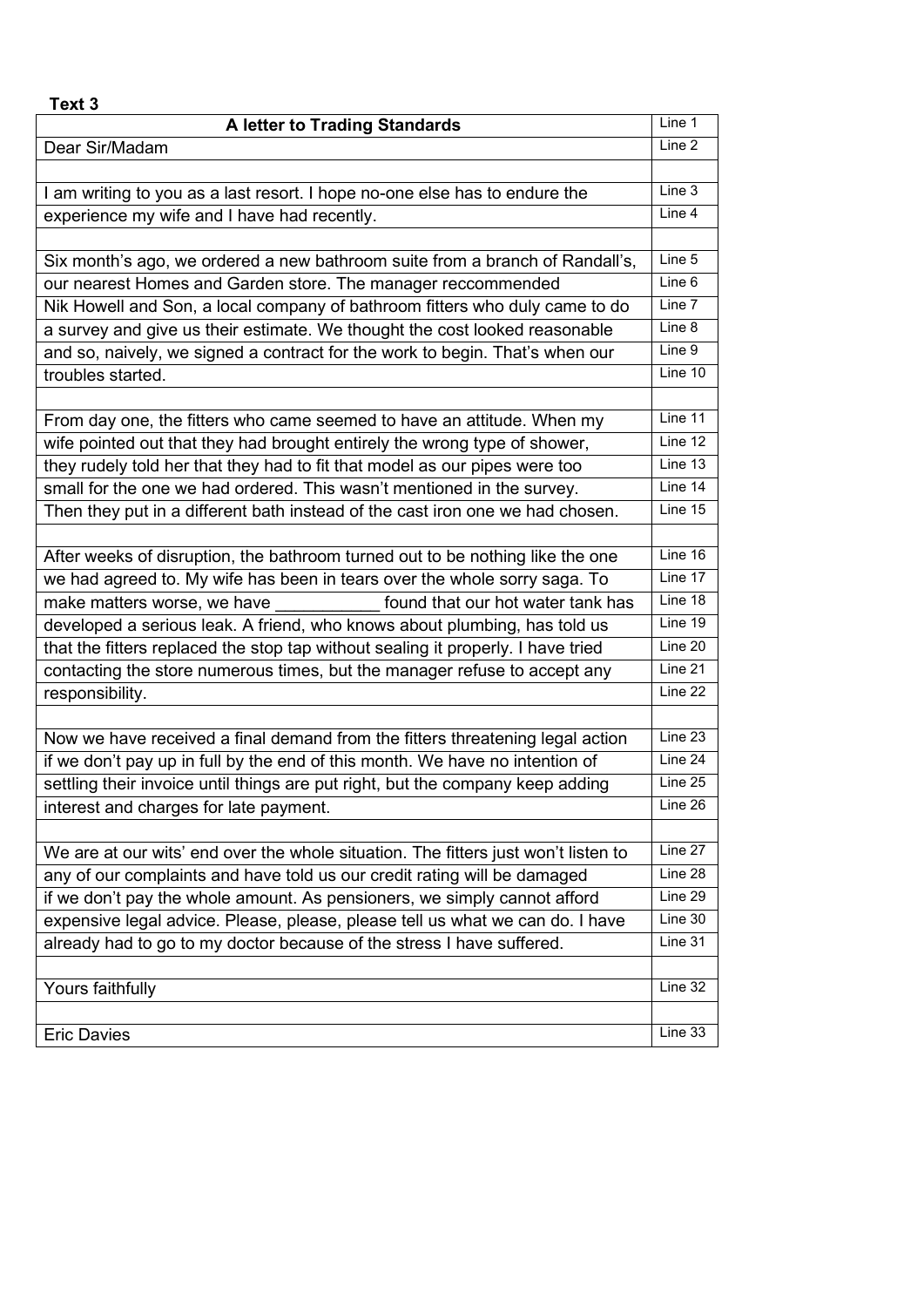**Text 3**

| A letter to Trading Standards | Line 1 |
|---|---|
| Dear Sir/Madam | Line 2 |
| | |
| I am writing to you as a last resort. I hope no-one else has to endure the | Line 3 |
| experience my wife and I have had recently. | Line 4 |
| | |
| Six month's ago, we ordered a new bathroom suite from a branch of Randall's, | Line 5 |
| our nearest Homes and Garden store. The manager reccommended | Line 6 |
| Nik Howell and Son, a local company of bathroom fitters who duly came to do | Line 7 |
| a survey and give us their estimate. We thought the cost looked reasonable | Line 8 |
| and so, naively, we signed a contract for the work to begin. That's when our | Line 9 |
| troubles started. | Line 10 |
| | |
| From day one, the fitters who came seemed to have an attitude. When my | Line 11 |
| wife pointed out that they had brought entirely the wrong type of shower, | Line 12 |
| they rudely told her that they had to fit that model as our pipes were too | Line 13 |
| small for the one we had ordered. This wasn't mentioned in the survey. | Line 14 |
| Then they put in a different bath instead of the cast iron one we had chosen. | Line 15 |
| | |
| After weeks of disruption, the bathroom turned out to be nothing like the one | Line 16 |
| we had agreed to. My wife has been in tears over the whole sorry saga. To | Line 17 |
| make matters worse, we have ___________ found that our hot water tank has | Line 18 |
| developed a serious leak. A friend, who knows about plumbing, has told us | Line 19 |
| that the fitters replaced the stop tap without sealing it properly. I have tried | Line 20 |
| contacting the store numerous times, but the manager refuse to accept any | Line 21 |
| responsibility. | Line 22 |
| | |
| Now we have received a final demand from the fitters threatening legal action | Line 23 |
| if we don't pay up in full by the end of this month. We have no intention of | Line 24 |
| settling their invoice until things are put right, but the company keep adding | Line 25 |
| interest and charges for late payment. | Line 26 |
| | |
| We are at our wits' end over the whole situation. The fitters just won't listen to | Line 27 |
| any of our complaints and have told us our credit rating will be damaged | Line 28 |
| if we don't pay the whole amount. As pensioners, we simply cannot afford | Line 29 |
| expensive legal advice. Please, please, please tell us what we can do. I have | Line 30 |
| already had to go to my doctor because of the stress I have suffered. | Line 31 |
| | |
| Yours faithfully | Line 32 |
| | |
| Eric Davies | Line 33 |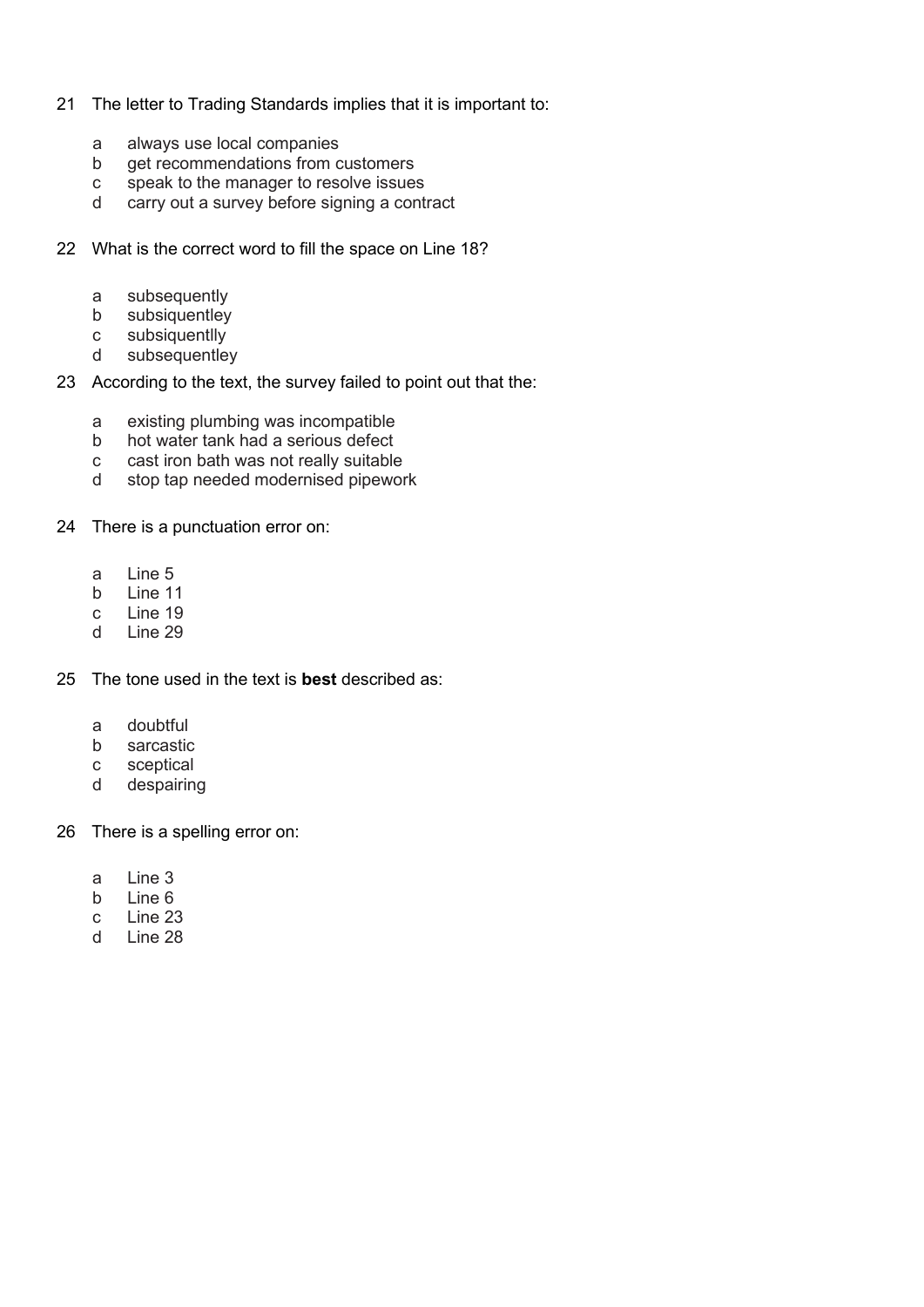21 The letter to Trading Standards implies that it is important to:

- a always use local companies
- b get recommendations from customers
- c speak to the manager to resolve issues
- d carry out a survey before signing a contract

22 What is the correct word to fill the space on Line 18?

- a subsequently
- b subsiquentley
- c subsiquentlly
- d subsequentley

23 According to the text, the survey failed to point out that the:

- a existing plumbing was incompatible
- b hot water tank had a serious defect
- c cast iron bath was not really suitable
- d stop tap needed modernised pipework

24 There is a punctuation error on:

- a Line 5
- b Line 11
- c Line 19
- d Line 29

25 The tone used in the text is **best** described as:

- a doubtful
- b sarcastic
- c sceptical
- d despairing

26 There is a spelling error on:

- a Line 3
- b Line 6
- c Line 23
- d Line 28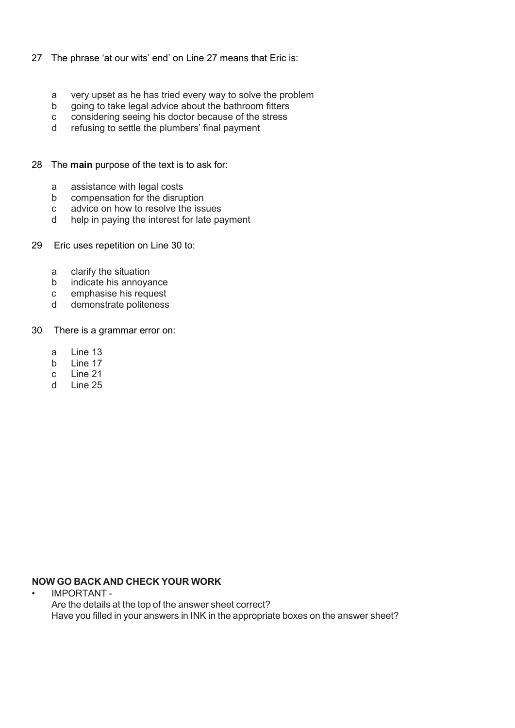27 The phrase 'at our wits' end' on Line 27 means that Eric is:

- a very upset as he has tried every way to solve the problem
- b going to take legal advice about the bathroom fitters
- c considering seeing his doctor because of the stress
- d refusing to settle the plumbers' final payment

28 The **main** purpose of the text is to ask for:

- a assistance with legal costs
- b compensation for the disruption
- c advice on how to resolve the issues
- d help in paying the interest for late payment

29 Eric uses repetition on Line 30 to:

- a clarify the situation
- b indicate his annoyance
- c emphasise his request
- d demonstrate politeness

30 There is a grammar error on:

- a Line 13
- b Line 17
- c Line 21
- d Line 25

**NOW GO BACK AND CHECK YOUR WORK**

- IMPORTANT -
  Are the details at the top of the answer sheet correct?
  Have you filled in your answers in INK in the appropriate boxes on the answer sheet?